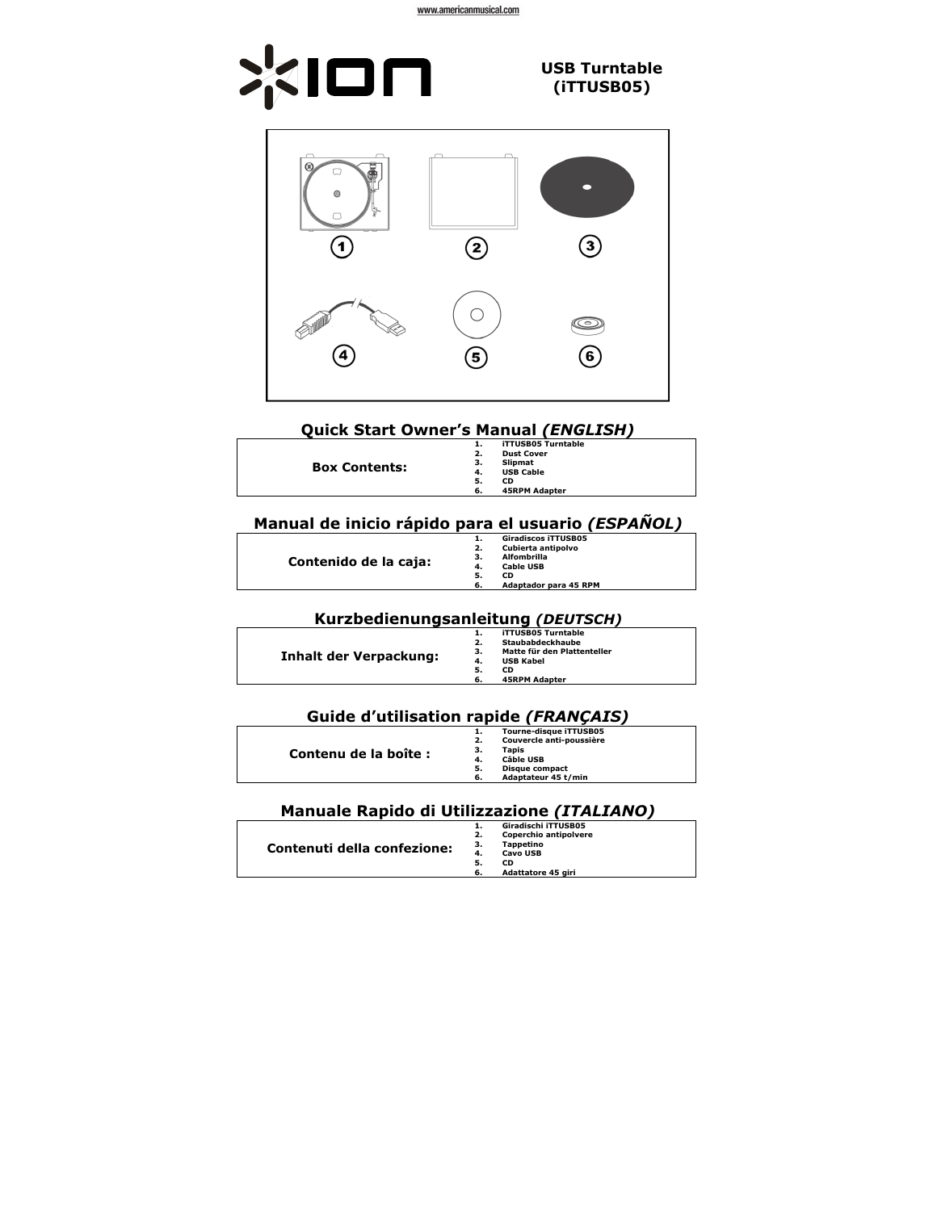www.americanmusical.com

# ION

**USB Turntable (iTTUSB05)**

## Quick Start Owner's Manual *(ENGLISH)*

| Box Contents: | 1. iTTUSB05 Turntable<br>2. Dust Cover<br>3. Slipmat<br>4. USB Cable<br>5. CD<br>6. 45RPM Adapter |
|---|---|

## Manual de inicio rápido para el usuario *(ESPAÑOL)*

| Contenido de la caja: | 1. Giradiscos iTTUSB05<br>2. Cubierta antipolvo<br>3. Alfombrilla<br>4. Cable USB<br>5. CD<br>6. Adaptador para 45 RPM |
|---|---|

## Kurzbedienungsanleitung *(DEUTSCH)*

| Inhalt der Verpackung: | 1. iTTUSB05 Turntable<br>2. Staubabdeckhaube<br>3. Matte für den Plattenteller<br>4. USB Kabel<br>5. CD<br>6. 45RPM Adapter |
|---|---|

## Guide d'utilisation rapide *(FRANÇAIS)*

| Contenu de la boîte : | 1. Tourne-disque iTTUSB05<br>2. Couvercle anti-poussière<br>3. Tapis<br>4. Câble USB<br>5. Disque compact<br>6. Adaptateur 45 t/min |
|---|---|

## Manuale Rapido di Utilizzazione *(ITALIANO)*

| Contenuti della confezione: | 1. Giradischi iTTUSB05<br>2. Coperchio antipolvere<br>3. Tappetino<br>4. Cavo USB<br>5. CD<br>6. Adattatore 45 giri |
|---|---|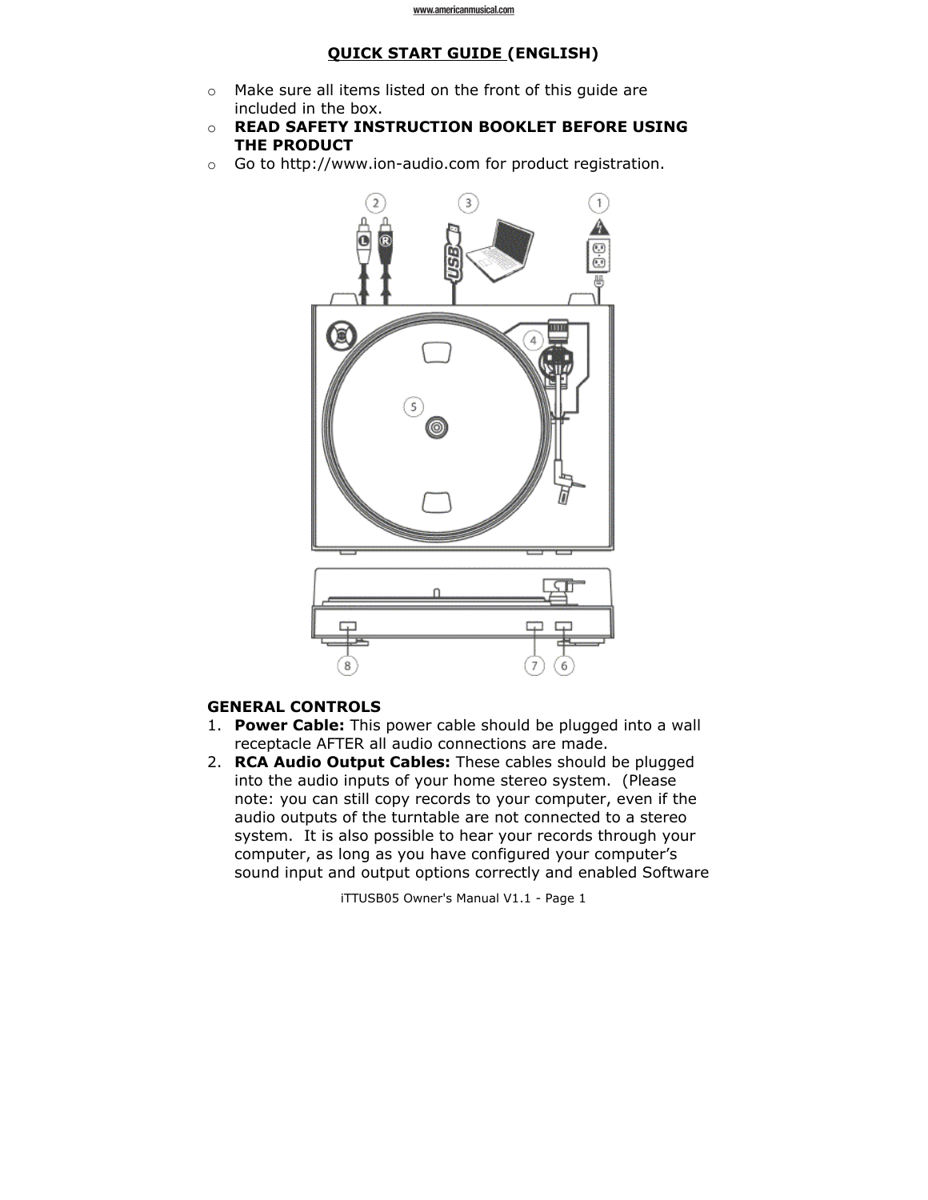## QUICK START GUIDE (ENGLISH)

- Make sure all items listed on the front of this guide are included in the box.
- **READ SAFETY INSTRUCTION BOOKLET BEFORE USING THE PRODUCT**
- Go to http://www.ion-audio.com for product registration.

### GENERAL CONTROLS

1. **Power Cable:** This power cable should be plugged into a wall receptacle AFTER all audio connections are made.
2. **RCA Audio Output Cables:** These cables should be plugged into the audio inputs of your home stereo system. (Please note: you can still copy records to your computer, even if the audio outputs of the turntable are not connected to a stereo system. It is also possible to hear your records through your computer, as long as you have configured your computer's sound input and output options correctly and enabled Software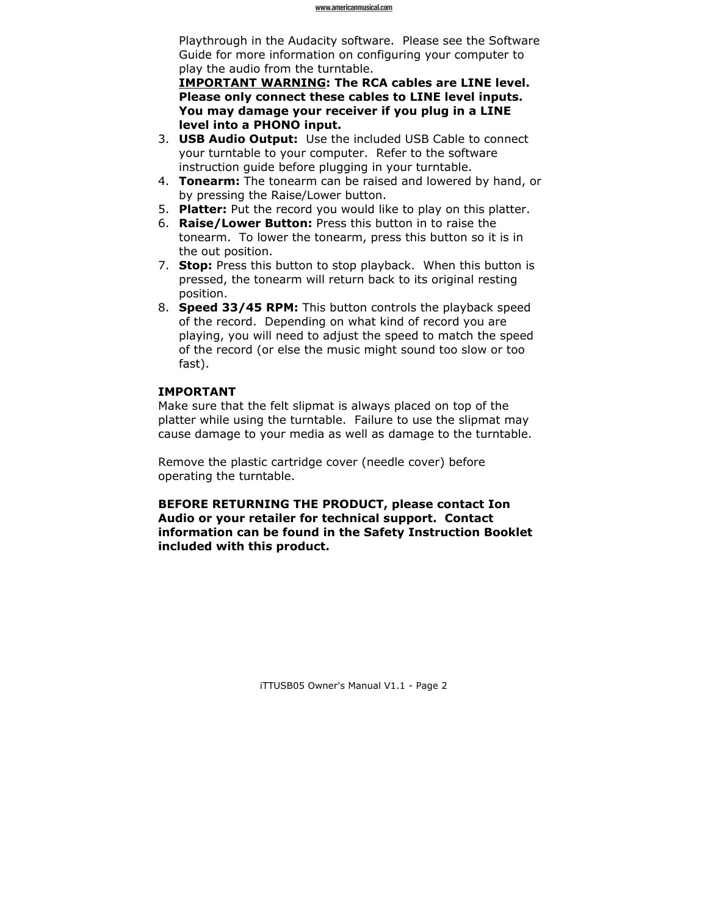Playthrough in the Audacity software. Please see the Software Guide for more information on configuring your computer to play the audio from the turntable.
<u>**IMPORTANT WARNING**</u>**: The RCA cables are LINE level. Please only connect these cables to LINE level inputs. You may damage your receiver if you plug in a LINE level into a PHONO input.**

3. **USB Audio Output:** Use the included USB Cable to connect your turntable to your computer. Refer to the software instruction guide before plugging in your turntable.
4. **Tonearm:** The tonearm can be raised and lowered by hand, or by pressing the Raise/Lower button.
5. **Platter:** Put the record you would like to play on this platter.
6. **Raise/Lower Button:** Press this button in to raise the tonearm. To lower the tonearm, press this button so it is in the out position.
7. **Stop:** Press this button to stop playback. When this button is pressed, the tonearm will return back to its original resting position.
8. **Speed 33/45 RPM:** This button controls the playback speed of the record. Depending on what kind of record you are playing, you will need to adjust the speed to match the speed of the record (or else the music might sound too slow or too fast).

**IMPORTANT**
Make sure that the felt slipmat is always placed on top of the platter while using the turntable. Failure to use the slipmat may cause damage to your media as well as damage to the turntable.

Remove the plastic cartridge cover (needle cover) before operating the turntable.

**BEFORE RETURNING THE PRODUCT, please contact Ion Audio or your retailer for technical support. Contact information can be found in the Safety Instruction Booklet included with this product.**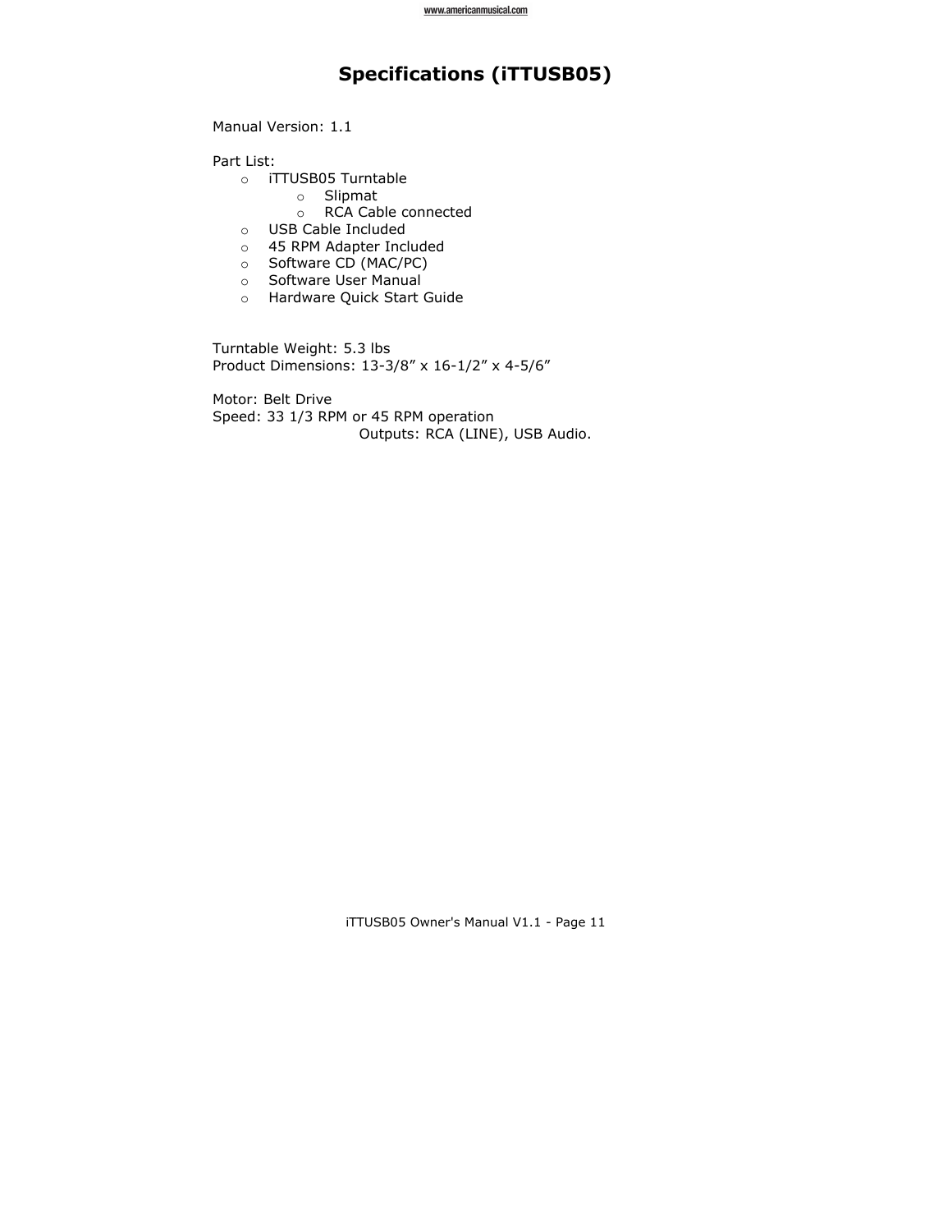# Specifications (iTTUSB05)

Manual Version: 1.1

Part List:

- iTTUSB05 Turntable
  - Slipmat
  - RCA Cable connected
- USB Cable Included
- 45 RPM Adapter Included
- Software CD (MAC/PC)
- Software User Manual
- Hardware Quick Start Guide

Turntable Weight: 5.3 lbs
Product Dimensions: 13-3/8” x 16-1/2” x 4-5/6”

Motor: Belt Drive
Speed: 33 1/3 RPM or 45 RPM operation
Outputs: RCA (LINE), USB Audio.